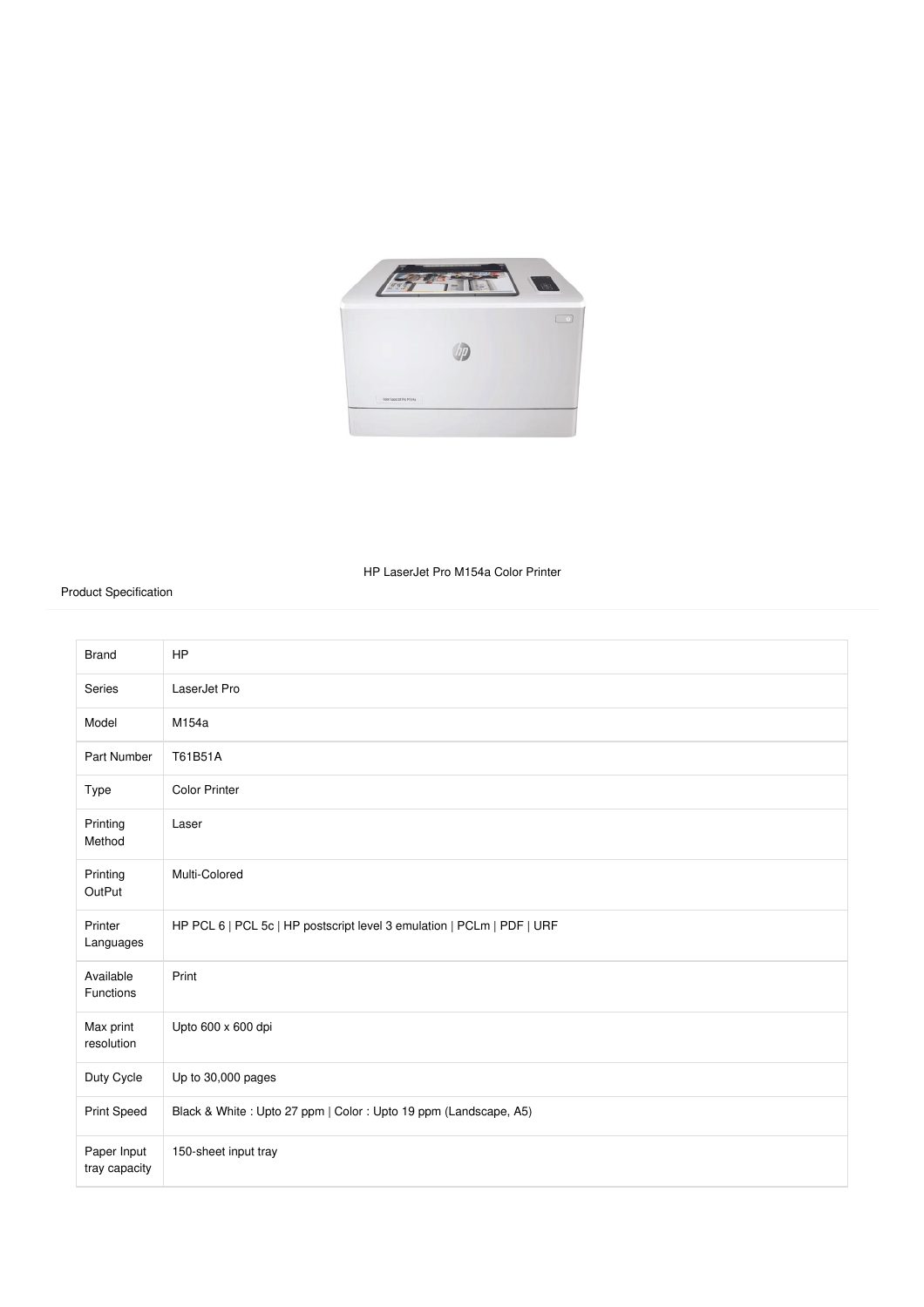HP LaserJet Pro M154a Color Printer

Product Specification

| Brand | HP |
| --- | --- |
| Series | LaserJet Pro |
| Model | M154a |
| Part Number | T61B51A |
| Type | Color Printer |
| Printing Method | Laser |
| Printing OutPut | Multi-Colored |
| Printer Languages | HP PCL 6 \| PCL 5c \| HP postscript level 3 emulation \| PCLm \| PDF \| URF |
| Available Functions | Print |
| Max print resolution | Upto 600 x 600 dpi |
| Duty Cycle | Up to 30,000 pages |
| Print Speed | Black & White : Upto 27 ppm \| Color : Upto 19 ppm (Landscape, A5) |
| Paper Input tray capacity | 150-sheet input tray |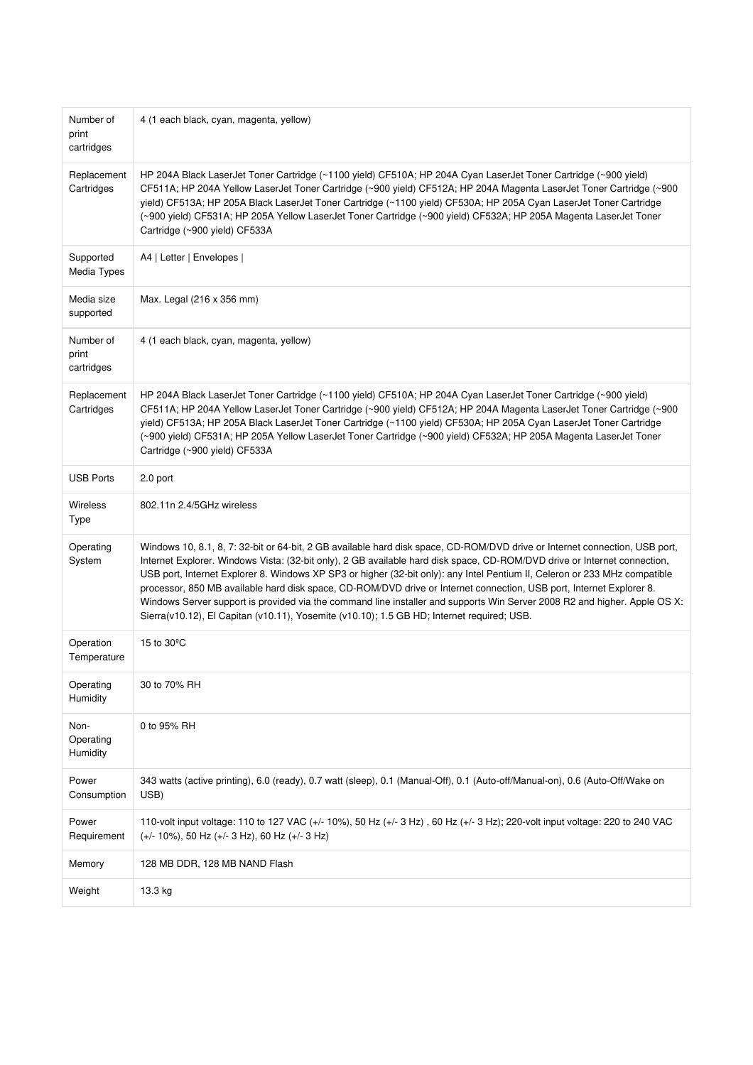| | |
|---|---|
| Number of print cartridges | 4 (1 each black, cyan, magenta, yellow) |
| Replacement Cartridges | HP 204A Black LaserJet Toner Cartridge (~1100 yield) CF510A; HP 204A Cyan LaserJet Toner Cartridge (~900 yield) CF511A; HP 204A Yellow LaserJet Toner Cartridge (~900 yield) CF512A; HP 204A Magenta LaserJet Toner Cartridge (~900 yield) CF513A; HP 205A Black LaserJet Toner Cartridge (~1100 yield) CF530A; HP 205A Cyan LaserJet Toner Cartridge (~900 yield) CF531A; HP 205A Yellow LaserJet Toner Cartridge (~900 yield) CF532A; HP 205A Magenta LaserJet Toner Cartridge (~900 yield) CF533A |
| Supported Media Types | A4 \| Letter \| Envelopes \| |
| Media size supported | Max. Legal (216 x 356 mm) |
| Number of print cartridges | 4 (1 each black, cyan, magenta, yellow) |
| Replacement Cartridges | HP 204A Black LaserJet Toner Cartridge (~1100 yield) CF510A; HP 204A Cyan LaserJet Toner Cartridge (~900 yield) CF511A; HP 204A Yellow LaserJet Toner Cartridge (~900 yield) CF512A; HP 204A Magenta LaserJet Toner Cartridge (~900 yield) CF513A; HP 205A Black LaserJet Toner Cartridge (~1100 yield) CF530A; HP 205A Cyan LaserJet Toner Cartridge (~900 yield) CF531A; HP 205A Yellow LaserJet Toner Cartridge (~900 yield) CF532A; HP 205A Magenta LaserJet Toner Cartridge (~900 yield) CF533A |
| USB Ports | 2.0 port |
| Wireless Type | 802.11n 2.4/5GHz wireless |
| Operating System | Windows 10, 8.1, 8, 7: 32-bit or 64-bit, 2 GB available hard disk space, CD-ROM/DVD drive or Internet connection, USB port, Internet Explorer. Windows Vista: (32-bit only), 2 GB available hard disk space, CD-ROM/DVD drive or Internet connection, USB port, Internet Explorer 8. Windows XP SP3 or higher (32-bit only): any Intel Pentium II, Celeron or 233 MHz compatible processor, 850 MB available hard disk space, CD-ROM/DVD drive or Internet connection, USB port, Internet Explorer 8. Windows Server support is provided via the command line installer and supports Win Server 2008 R2 and higher. Apple OS X: Sierra(v10.12), El Capitan (v10.11), Yosemite (v10.10); 1.5 GB HD; Internet required; USB. |
| Operation Temperature | 15 to 30ºC |
| Operating Humidity | 30 to 70% RH |
| Non-Operating Humidity | 0 to 95% RH |
| Power Consumption | 343 watts (active printing), 6.0 (ready), 0.7 watt (sleep), 0.1 (Manual-Off), 0.1 (Auto-off/Manual-on), 0.6 (Auto-Off/Wake on USB) |
| Power Requirement | 110-volt input voltage: 110 to 127 VAC (+/- 10%), 50 Hz (+/- 3 Hz) , 60 Hz (+/- 3 Hz); 220-volt input voltage: 220 to 240 VAC (+/- 10%), 50 Hz (+/- 3 Hz), 60 Hz (+/- 3 Hz) |
| Memory | 128 MB DDR, 128 MB NAND Flash |
| Weight | 13.3 kg |